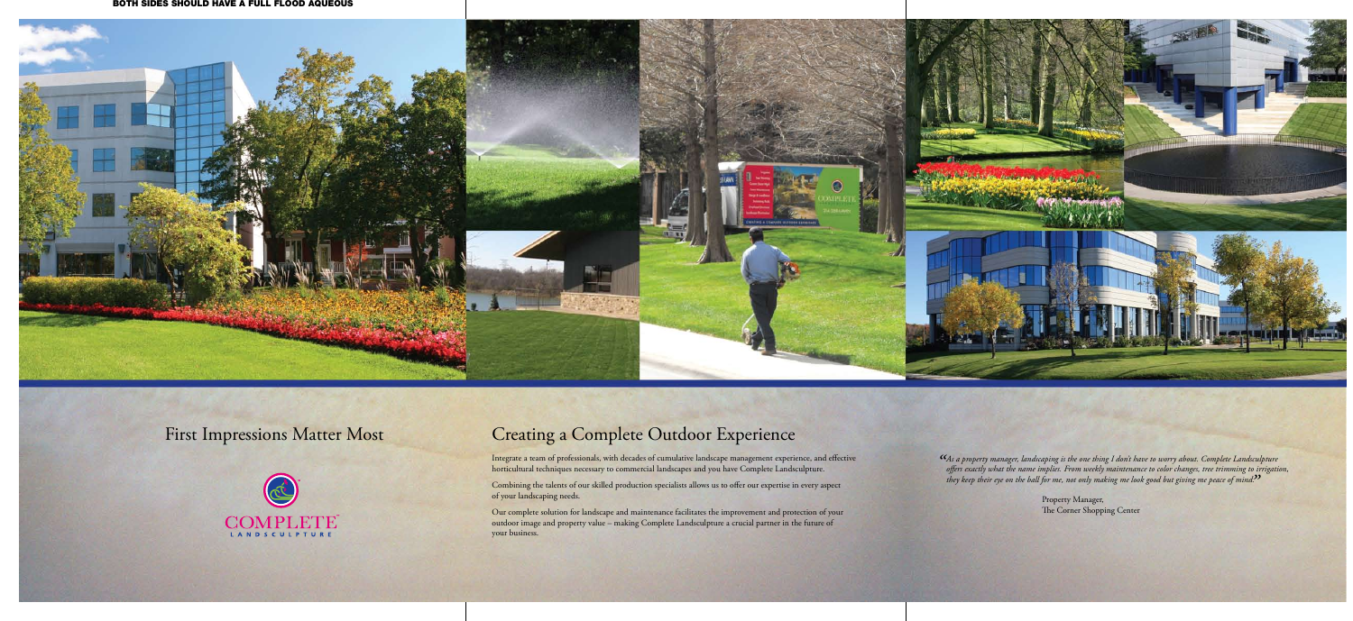BOTH SIDES SHOULD HAVE A FULL FLOOD AQUEOUS

## First Impressions Matter Most

COMPLETE™
LANDSCULPTURE

## Creating a Complete Outdoor Experience

Integrate a team of professionals, with decades of cumulative landscape management experience, and effective horticultural techniques necessary to commercial landscapes and you have Complete Landsculpture.

Combining the talents of our skilled production specialists allows us to offer our expertise in every aspect of your landscaping needs.

Our complete solution for landscape and maintenance facilitates the improvement and protection of your outdoor image and property value – making Complete Landsculpture a crucial partner in the future of your business.

*"As a property manager, landscaping is the one thing I don't have to worry about. Complete Landsculpture offers exactly what the name implies. From weekly maintenance to color changes, tree trimming to irrigation, they keep their eye on the ball for me, not only making me look good but giving me peace of mind."*

Property Manager,
The Corner Shopping Center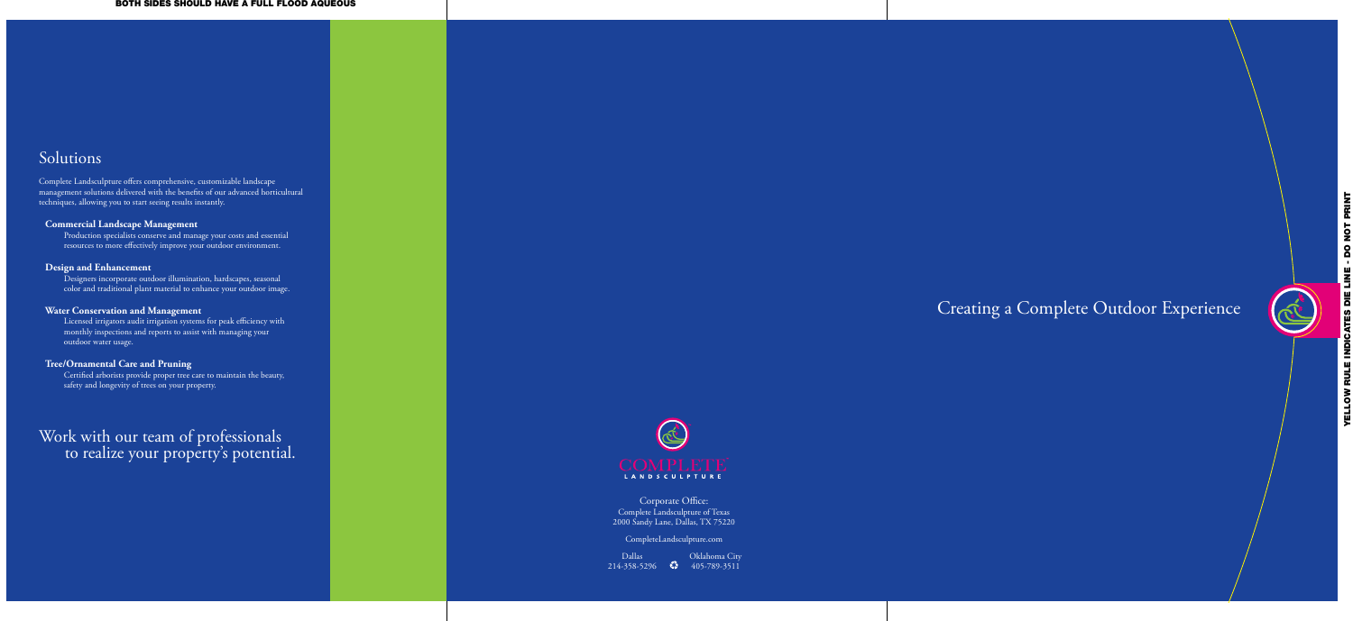BOTH SIDES SHOULD HAVE A FULL FLOOD AQUEOUS

## Solutions

Complete Landsculpture offers comprehensive, customizable landscape management solutions delivered with the benefits of our advanced horticultural techniques, allowing you to start seeing results instantly.

**Commercial Landscape Management**
Production specialists conserve and manage your costs and essential resources to more effectively improve your outdoor environment.

**Design and Enhancement**
Designers incorporate outdoor illumination, hardscapes, seasonal color and traditional plant material to enhance your outdoor image.

**Water Conservation and Management**
Licensed irrigators audit irrigation systems for peak efficiency with monthly inspections and reports to assist with managing your outdoor water usage.

**Tree/Ornamental Care and Pruning**
Certified arborists provide proper tree care to maintain the beauty, safety and longevity of trees on your property.

Work with our team of professionals to realize your property's potential.

COMPLETE
LANDSCULPTURE

Corporate Office:
Complete Landsculpture of Texas
2000 Sandy Lane, Dallas, TX 75220

CompleteLandsculpture.com

Dallas
214-358-5296

Oklahoma City
405-789-3511

# Creating a Complete Outdoor Experience

YELLOW RULE INDICATES DIE LINE - DO NOT PRINT